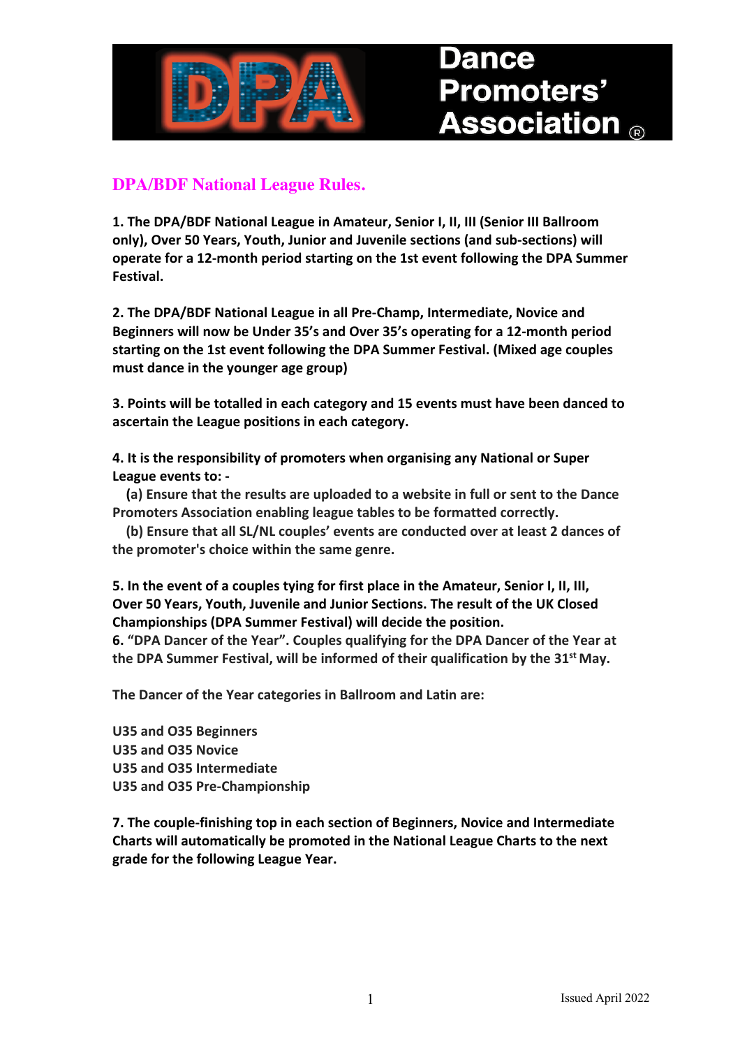# Dance Promoters' Association ®

## DPA/BDF National League Rules.

**1. The DPA/BDF National League in Amateur, Senior I, II, III (Senior III Ballroom only), Over 50 Years, Youth, Junior and Juvenile sections (and sub-sections) will operate for a 12-month period starting on the 1st event following the DPA Summer Festival.**

**2. The DPA/BDF National League in all Pre-Champ, Intermediate, Novice and Beginners will now be Under 35's and Over 35's operating for a 12-month period starting on the 1st event following the DPA Summer Festival. (Mixed age couples must dance in the younger age group)**

**3. Points will be totalled in each category and 15 events must have been danced to ascertain the League positions in each category.**

**4. It is the responsibility of promoters when organising any National or Super League events to: -**
**(a) Ensure that the results are uploaded to a website in full or sent to the Dance Promoters Association enabling league tables to be formatted correctly.**
**(b) Ensure that all SL/NL couples' events are conducted over at least 2 dances of the promoter's choice within the same genre.**

**5. In the event of a couples tying for first place in the Amateur, Senior I, II, III, Over 50 Years, Youth, Juvenile and Junior Sections. The result of the UK Closed Championships (DPA Summer Festival) will decide the position.**

**6. "DPA Dancer of the Year".** Couples qualifying for the DPA Dancer of the Year at the DPA Summer Festival, will be informed of their qualification by the 31st May.

The Dancer of the Year categories in Ballroom and Latin are:

U35 and O35 Beginners
U35 and O35 Novice
U35 and O35 Intermediate
U35 and O35 Pre-Championship

**7. The couple-finishing top in each section of Beginners, Novice and Intermediate Charts will automatically be promoted in the National League Charts to the next grade for the following League Year.**

Issued April 2022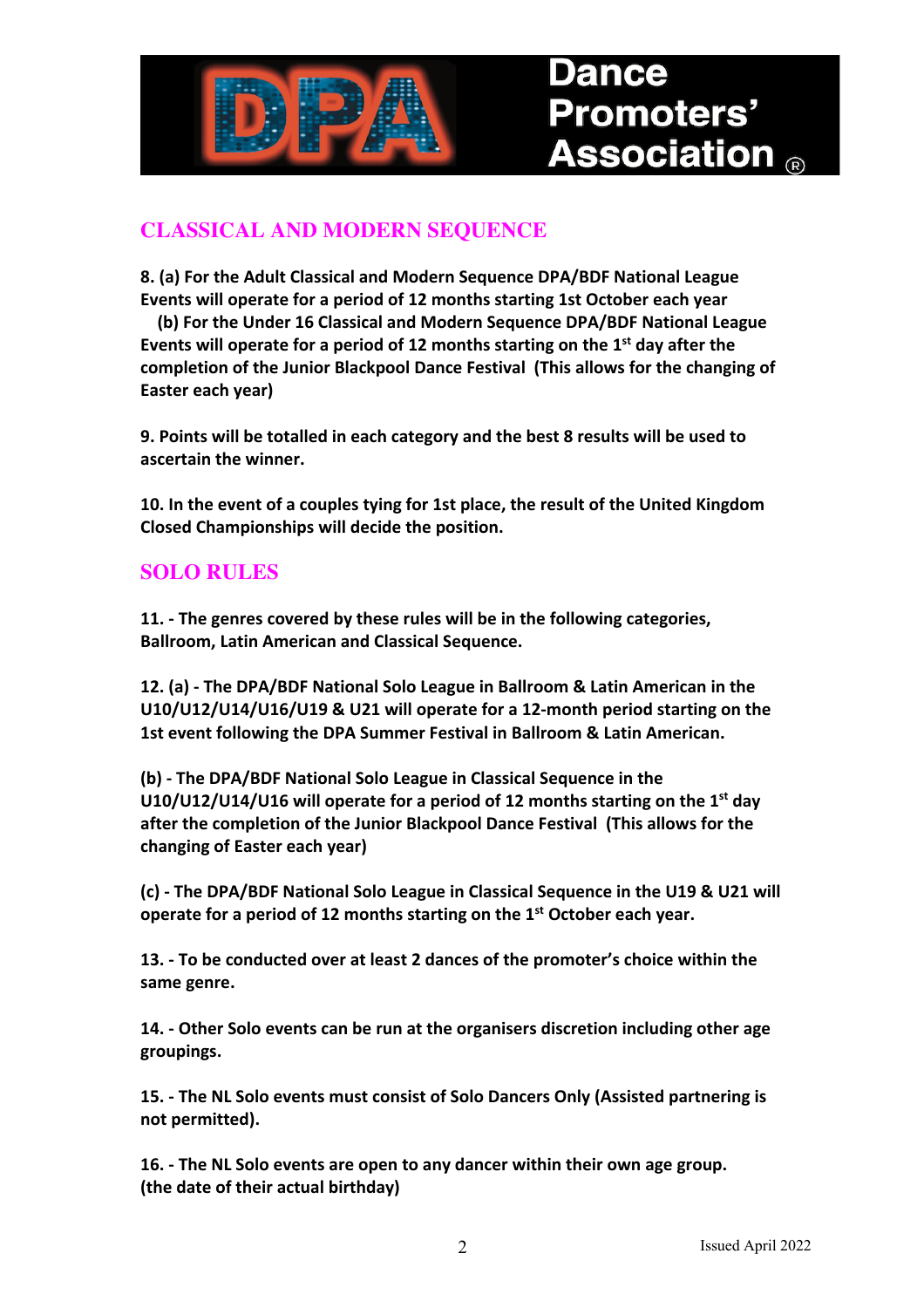## CLASSICAL AND MODERN SEQUENCE

**8. (a) For the Adult Classical and Modern Sequence DPA/BDF National League Events will operate for a period of 12 months starting 1st October each year**

**(b) For the Under 16 Classical and Modern Sequence DPA/BDF National League Events will operate for a period of 12 months starting on the 1st day after the completion of the Junior Blackpool Dance Festival (This allows for the changing of Easter each year)**

**9. Points will be totalled in each category and the best 8 results will be used to ascertain the winner.**

**10. In the event of a couples tying for 1st place, the result of the United Kingdom Closed Championships will decide the position.**

## SOLO RULES

**11. - The genres covered by these rules will be in the following categories, Ballroom, Latin American and Classical Sequence.**

**12. (a) - The DPA/BDF National Solo League in Ballroom & Latin American in the U10/U12/U14/U16/U19 & U21 will operate for a 12-month period starting on the 1st event following the DPA Summer Festival in Ballroom & Latin American.**

**(b) - The DPA/BDF National Solo League in Classical Sequence in the U10/U12/U14/U16 will operate for a period of 12 months starting on the 1st day after the completion of the Junior Blackpool Dance Festival (This allows for the changing of Easter each year)**

**(c) - The DPA/BDF National Solo League in Classical Sequence in the U19 & U21 will operate for a period of 12 months starting on the 1st October each year.**

**13. - To be conducted over at least 2 dances of the promoter's choice within the same genre.**

**14. - Other Solo events can be run at the organisers discretion including other age groupings.**

**15. - The NL Solo events must consist of Solo Dancers Only (Assisted partnering is not permitted).**

**16. - The NL Solo events are open to any dancer within their own age group. (the date of their actual birthday)**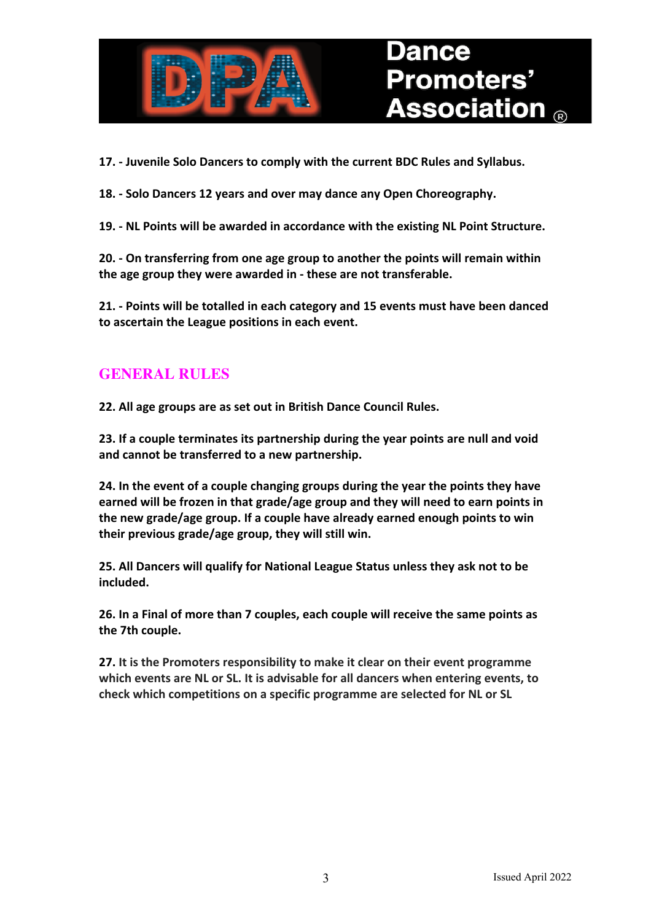**17. - Juvenile Solo Dancers to comply with the current BDC Rules and Syllabus.**

**18. - Solo Dancers 12 years and over may dance any Open Choreography.**

**19. - NL Points will be awarded in accordance with the existing NL Point Structure.**

**20. - On transferring from one age group to another the points will remain within the age group they were awarded in - these are not transferable.**

**21. - Points will be totalled in each category and 15 events must have been danced to ascertain the League positions in each event.**

## GENERAL RULES

**22. All age groups are as set out in British Dance Council Rules.**

**23. If a couple terminates its partnership during the year points are null and void and cannot be transferred to a new partnership.**

**24. In the event of a couple changing groups during the year the points they have earned will be frozen in that grade/age group and they will need to earn points in the new grade/age group. If a couple have already earned enough points to win their previous grade/age group, they will still win.**

**25. All Dancers will qualify for National League Status unless they ask not to be included.**

**26. In a Final of more than 7 couples, each couple will receive the same points as the 7th couple.**

**27. It is the Promoters responsibility to make it clear on their event programme which events are NL or SL. It is advisable for all dancers when entering events, to check which competitions on a specific programme are selected for NL or SL**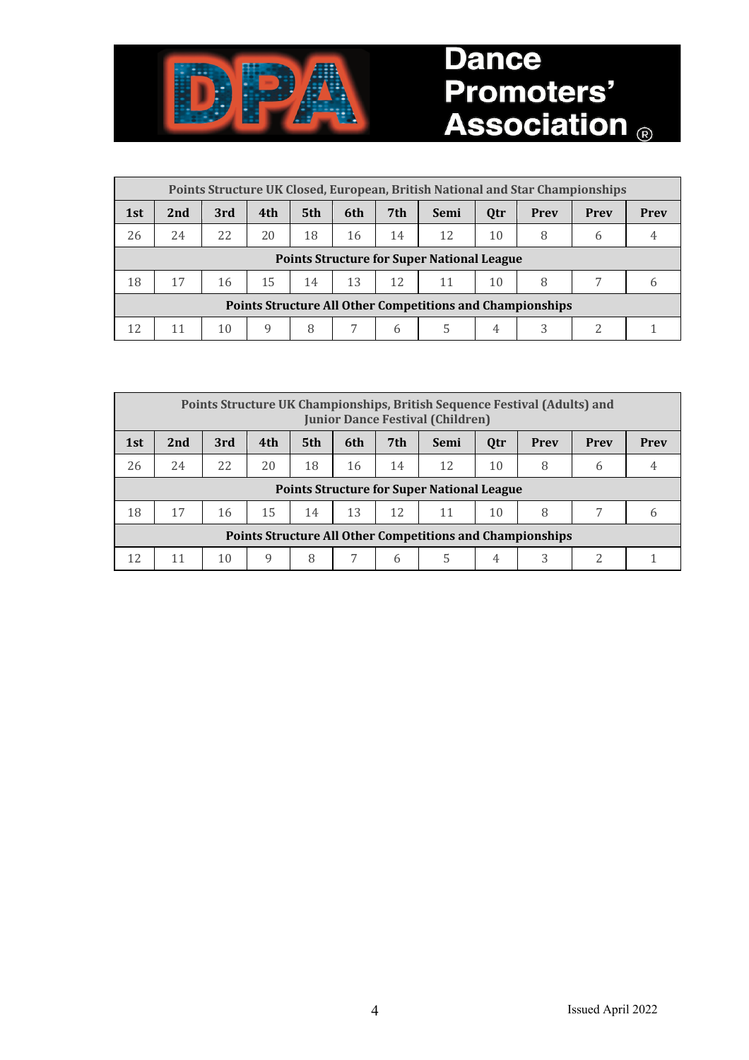Dance Promoters' Association ®

| Points Structure UK Closed, European, British National and Star Championships | | | | | | | | | | | |
|---|---|---|---|---|---|---|---|---|---|---|---|
| **1st** | **2nd** | **3rd** | **4th** | **5th** | **6th** | **7th** | **Semi** | **Qtr** | **Prev** | **Prev** | **Prev** |
| 26 | 24 | 22 | 20 | 18 | 16 | 14 | 12 | 10 | 8 | 6 | 4 |
| **Points Structure for Super National League** | | | | | | | | | | | |
| 18 | 17 | 16 | 15 | 14 | 13 | 12 | 11 | 10 | 8 | 7 | 6 |
| **Points Structure All Other Competitions and Championships** | | | | | | | | | | | |
| 12 | 11 | 10 | 9 | 8 | 7 | 6 | 5 | 4 | 3 | 2 | 1 |

| Points Structure UK Championships, British Sequence Festival (Adults) and Junior Dance Festival (Children) | | | | | | | | | | | |
|---|---|---|---|---|---|---|---|---|---|---|---|
| **1st** | **2nd** | **3rd** | **4th** | **5th** | **6th** | **7th** | **Semi** | **Qtr** | **Prev** | **Prev** | **Prev** |
| 26 | 24 | 22 | 20 | 18 | 16 | 14 | 12 | 10 | 8 | 6 | 4 |
| **Points Structure for Super National League** | | | | | | | | | | | |
| 18 | 17 | 16 | 15 | 14 | 13 | 12 | 11 | 10 | 8 | 7 | 6 |
| **Points Structure All Other Competitions and Championships** | | | | | | | | | | | |
| 12 | 11 | 10 | 9 | 8 | 7 | 6 | 5 | 4 | 3 | 2 | 1 |

Issued April 2022